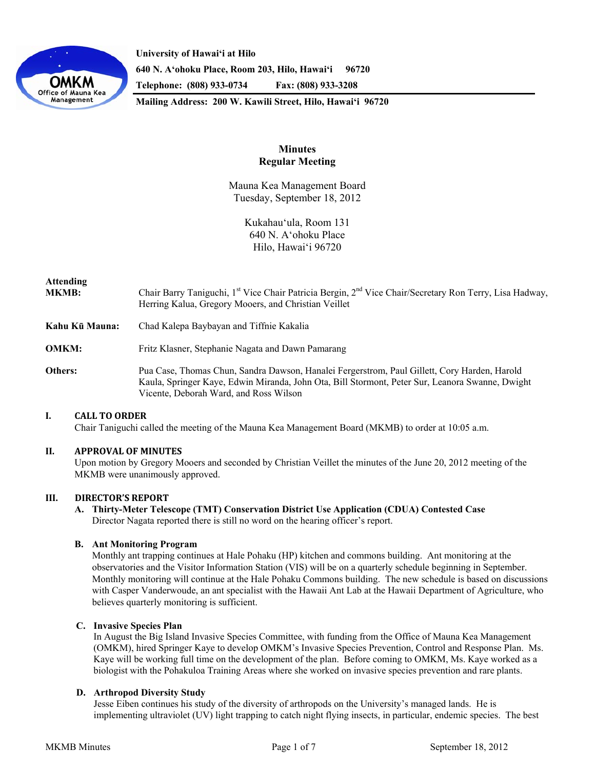**University of Hawaiʻi at Hilo**
**640 N. Aʻohoku Place, Room 203, Hilo, Hawaiʻi 96720**
**Telephone: (808) 933-0734 Fax: (808) 933-3208**
**Mailing Address: 200 W. Kawili Street, Hilo, Hawaiʻi 96720**

# Minutes
## Regular Meeting

Mauna Kea Management Board
Tuesday, September 18, 2012

Kukahauʻula, Room 131
640 N. Aʻohoku Place
Hilo, Hawaiʻi 96720

**Attending**

**MKMB:** Chair Barry Taniguchi, 1st Vice Chair Patricia Bergin, 2nd Vice Chair/Secretary Ron Terry, Lisa Hadway, Herring Kalua, Gregory Mooers, and Christian Veillet

**Kahu Kū Mauna:** Chad Kalepa Baybayan and Tiffnie Kakalia

**OMKM:** Fritz Klasner, Stephanie Nagata and Dawn Pamarang

**Others:** Pua Case, Thomas Chun, Sandra Dawson, Hanalei Fergerstrom, Paul Gillett, Cory Harden, Harold Kaula, Springer Kaye, Edwin Miranda, John Ota, Bill Stormont, Peter Sur, Leanora Swanne, Dwight Vicente, Deborah Ward, and Ross Wilson

## I. CALL TO ORDER

Chair Taniguchi called the meeting of the Mauna Kea Management Board (MKMB) to order at 10:05 a.m.

## II. APPROVAL OF MINUTES

Upon motion by Gregory Mooers and seconded by Christian Veillet the minutes of the June 20, 2012 meeting of the MKMB were unanimously approved.

## III. DIRECTOR'S REPORT

### A. Thirty-Meter Telescope (TMT) Conservation District Use Application (CDUA) Contested Case

Director Nagata reported there is still no word on the hearing officer's report.

### B. Ant Monitoring Program

Monthly ant trapping continues at Hale Pohaku (HP) kitchen and commons building. Ant monitoring at the observatories and the Visitor Information Station (VIS) will be on a quarterly schedule beginning in September. Monthly monitoring will continue at the Hale Pohaku Commons building. The new schedule is based on discussions with Casper Vanderwoude, an ant specialist with the Hawaii Ant Lab at the Hawaii Department of Agriculture, who believes quarterly monitoring is sufficient.

### C. Invasive Species Plan

In August the Big Island Invasive Species Committee, with funding from the Office of Mauna Kea Management (OMKM), hired Springer Kaye to develop OMKM's Invasive Species Prevention, Control and Response Plan. Ms. Kaye will be working full time on the development of the plan. Before coming to OMKM, Ms. Kaye worked as a biologist with the Pohakuloa Training Areas where she worked on invasive species prevention and rare plants.

### D. Arthropod Diversity Study

Jesse Eiben continues his study of the diversity of arthropods on the University's managed lands. He is implementing ultraviolet (UV) light trapping to catch night flying insects, in particular, endemic species. The best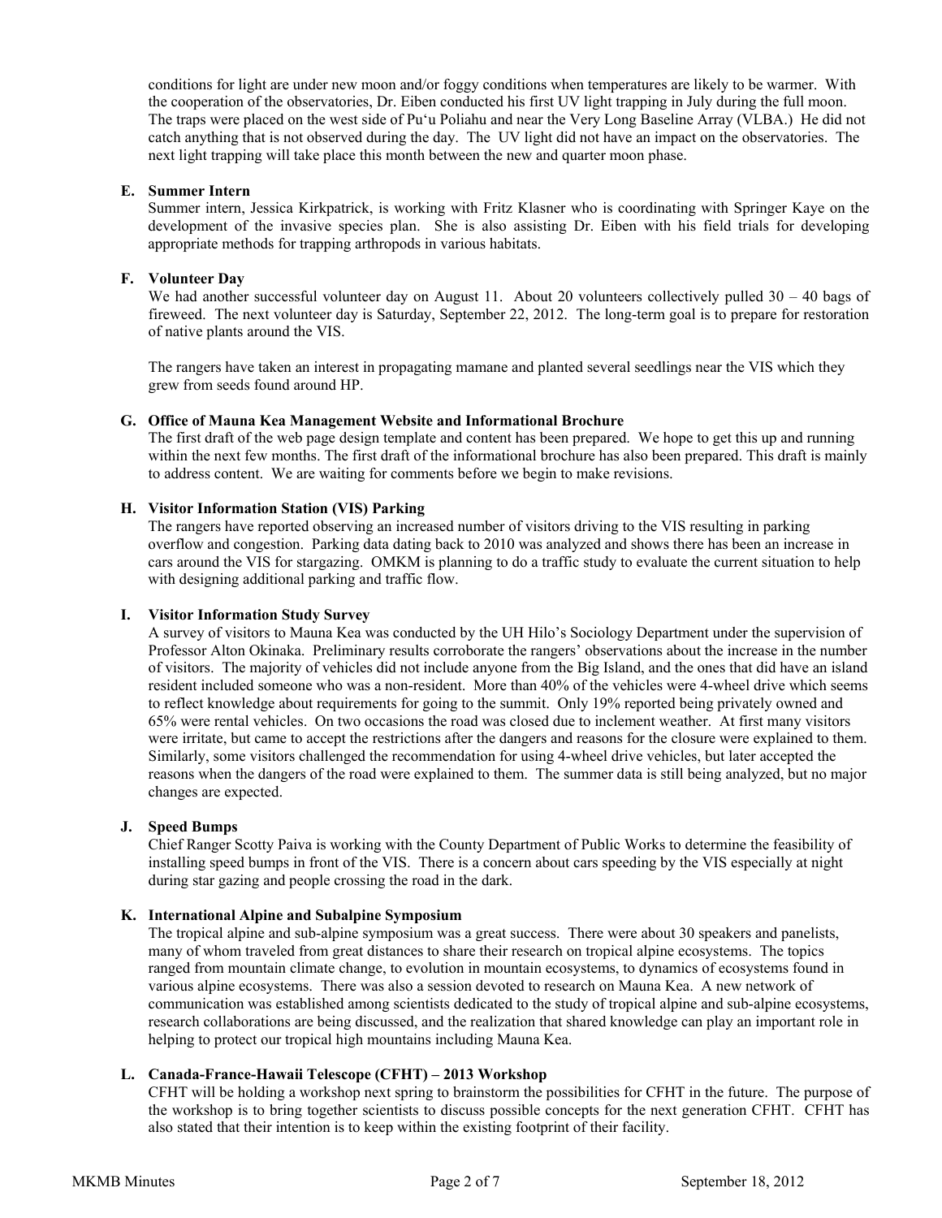conditions for light are under new moon and/or foggy conditions when temperatures are likely to be warmer. With the cooperation of the observatories, Dr. Eiben conducted his first UV light trapping in July during the full moon. The traps were placed on the west side of Pu'u Poliahu and near the Very Long Baseline Array (VLBA.) He did not catch anything that is not observed during the day. The UV light did not have an impact on the observatories. The next light trapping will take place this month between the new and quarter moon phase.

**E. Summer Intern**

Summer intern, Jessica Kirkpatrick, is working with Fritz Klasner who is coordinating with Springer Kaye on the development of the invasive species plan. She is also assisting Dr. Eiben with his field trials for developing appropriate methods for trapping arthropods in various habitats.

**F. Volunteer Day**

We had another successful volunteer day on August 11. About 20 volunteers collectively pulled 30 – 40 bags of fireweed. The next volunteer day is Saturday, September 22, 2012. The long-term goal is to prepare for restoration of native plants around the VIS.

The rangers have taken an interest in propagating mamane and planted several seedlings near the VIS which they grew from seeds found around HP.

**G. Office of Mauna Kea Management Website and Informational Brochure**

The first draft of the web page design template and content has been prepared. We hope to get this up and running within the next few months. The first draft of the informational brochure has also been prepared. This draft is mainly to address content. We are waiting for comments before we begin to make revisions.

**H. Visitor Information Station (VIS) Parking**

The rangers have reported observing an increased number of visitors driving to the VIS resulting in parking overflow and congestion. Parking data dating back to 2010 was analyzed and shows there has been an increase in cars around the VIS for stargazing. OMKM is planning to do a traffic study to evaluate the current situation to help with designing additional parking and traffic flow.

**I. Visitor Information Study Survey**

A survey of visitors to Mauna Kea was conducted by the UH Hilo's Sociology Department under the supervision of Professor Alton Okinaka. Preliminary results corroborate the rangers' observations about the increase in the number of visitors. The majority of vehicles did not include anyone from the Big Island, and the ones that did have an island resident included someone who was a non-resident. More than 40% of the vehicles were 4-wheel drive which seems to reflect knowledge about requirements for going to the summit. Only 19% reported being privately owned and 65% were rental vehicles. On two occasions the road was closed due to inclement weather. At first many visitors were irritate, but came to accept the restrictions after the dangers and reasons for the closure were explained to them. Similarly, some visitors challenged the recommendation for using 4-wheel drive vehicles, but later accepted the reasons when the dangers of the road were explained to them. The summer data is still being analyzed, but no major changes are expected.

**J. Speed Bumps**

Chief Ranger Scotty Paiva is working with the County Department of Public Works to determine the feasibility of installing speed bumps in front of the VIS. There is a concern about cars speeding by the VIS especially at night during star gazing and people crossing the road in the dark.

**K. International Alpine and Subalpine Symposium**

The tropical alpine and sub-alpine symposium was a great success. There were about 30 speakers and panelists, many of whom traveled from great distances to share their research on tropical alpine ecosystems. The topics ranged from mountain climate change, to evolution in mountain ecosystems, to dynamics of ecosystems found in various alpine ecosystems. There was also a session devoted to research on Mauna Kea. A new network of communication was established among scientists dedicated to the study of tropical alpine and sub-alpine ecosystems, research collaborations are being discussed, and the realization that shared knowledge can play an important role in helping to protect our tropical high mountains including Mauna Kea.

**L. Canada-France-Hawaii Telescope (CFHT) – 2013 Workshop**

CFHT will be holding a workshop next spring to brainstorm the possibilities for CFHT in the future. The purpose of the workshop is to bring together scientists to discuss possible concepts for the next generation CFHT. CFHT has also stated that their intention is to keep within the existing footprint of their facility.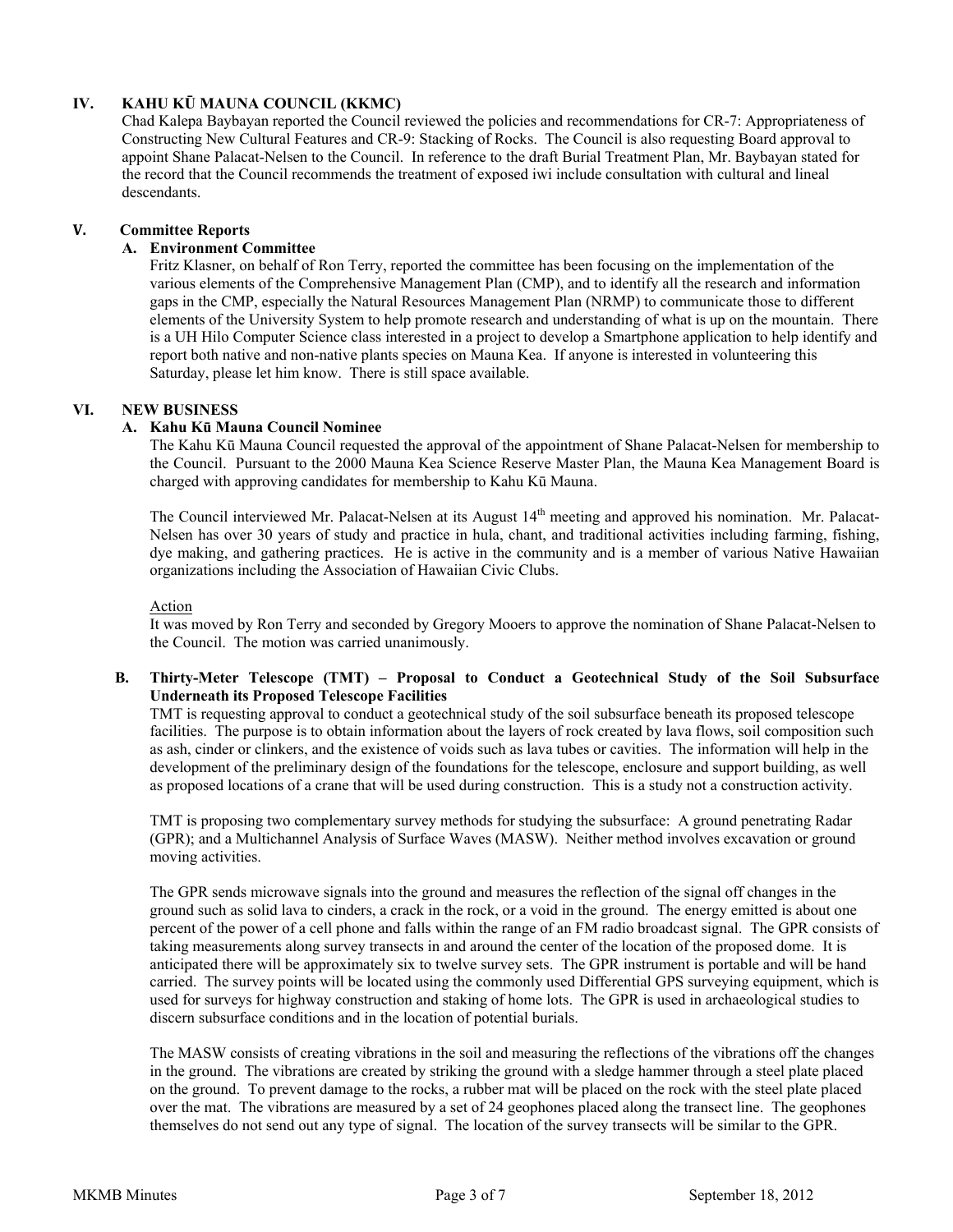## IV. KAHU KŪ MAUNA COUNCIL (KKMC)

Chad Kalepa Baybayan reported the Council reviewed the policies and recommendations for CR-7: Appropriateness of Constructing New Cultural Features and CR-9: Stacking of Rocks. The Council is also requesting Board approval to appoint Shane Palacat-Nelsen to the Council. In reference to the draft Burial Treatment Plan, Mr. Baybayan stated for the record that the Council recommends the treatment of exposed iwi include consultation with cultural and lineal descendants.

## V. Committee Reports

### A. Environment Committee

Fritz Klasner, on behalf of Ron Terry, reported the committee has been focusing on the implementation of the various elements of the Comprehensive Management Plan (CMP), and to identify all the research and information gaps in the CMP, especially the Natural Resources Management Plan (NRMP) to communicate those to different elements of the University System to help promote research and understanding of what is up on the mountain. There is a UH Hilo Computer Science class interested in a project to develop a Smartphone application to help identify and report both native and non-native plants species on Mauna Kea. If anyone is interested in volunteering this Saturday, please let him know. There is still space available.

## VI. NEW BUSINESS

### A. Kahu Kū Mauna Council Nominee

The Kahu Kū Mauna Council requested the approval of the appointment of Shane Palacat-Nelsen for membership to the Council. Pursuant to the 2000 Mauna Kea Science Reserve Master Plan, the Mauna Kea Management Board is charged with approving candidates for membership to Kahu Kū Mauna.

The Council interviewed Mr. Palacat-Nelsen at its August 14th meeting and approved his nomination. Mr. Palacat-Nelsen has over 30 years of study and practice in hula, chant, and traditional activities including farming, fishing, dye making, and gathering practices. He is active in the community and is a member of various Native Hawaiian organizations including the Association of Hawaiian Civic Clubs.

Action

It was moved by Ron Terry and seconded by Gregory Mooers to approve the nomination of Shane Palacat-Nelsen to the Council. The motion was carried unanimously.

### B. Thirty-Meter Telescope (TMT) – Proposal to Conduct a Geotechnical Study of the Soil Subsurface Underneath its Proposed Telescope Facilities

TMT is requesting approval to conduct a geotechnical study of the soil subsurface beneath its proposed telescope facilities. The purpose is to obtain information about the layers of rock created by lava flows, soil composition such as ash, cinder or clinkers, and the existence of voids such as lava tubes or cavities. The information will help in the development of the preliminary design of the foundations for the telescope, enclosure and support building, as well as proposed locations of a crane that will be used during construction. This is a study not a construction activity.

TMT is proposing two complementary survey methods for studying the subsurface: A ground penetrating Radar (GPR); and a Multichannel Analysis of Surface Waves (MASW). Neither method involves excavation or ground moving activities.

The GPR sends microwave signals into the ground and measures the reflection of the signal off changes in the ground such as solid lava to cinders, a crack in the rock, or a void in the ground. The energy emitted is about one percent of the power of a cell phone and falls within the range of an FM radio broadcast signal. The GPR consists of taking measurements along survey transects in and around the center of the location of the proposed dome. It is anticipated there will be approximately six to twelve survey sets. The GPR instrument is portable and will be hand carried. The survey points will be located using the commonly used Differential GPS surveying equipment, which is used for surveys for highway construction and staking of home lots. The GPR is used in archaeological studies to discern subsurface conditions and in the location of potential burials.

The MASW consists of creating vibrations in the soil and measuring the reflections of the vibrations off the changes in the ground. The vibrations are created by striking the ground with a sledge hammer through a steel plate placed on the ground. To prevent damage to the rocks, a rubber mat will be placed on the rock with the steel plate placed over the mat. The vibrations are measured by a set of 24 geophones placed along the transect line. The geophones themselves do not send out any type of signal. The location of the survey transects will be similar to the GPR.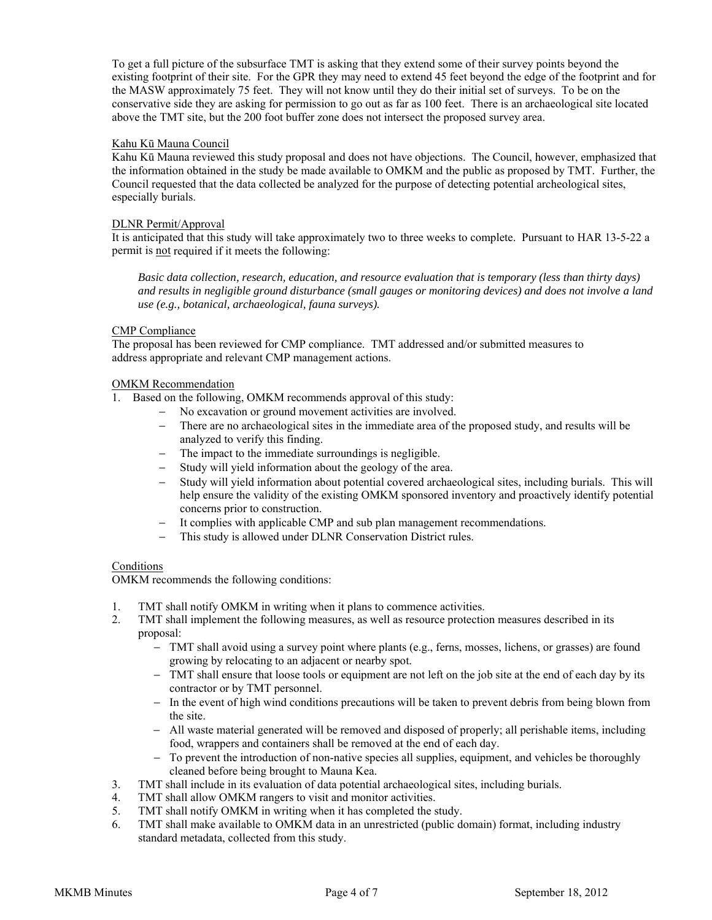To get a full picture of the subsurface TMT is asking that they extend some of their survey points beyond the existing footprint of their site. For the GPR they may need to extend 45 feet beyond the edge of the footprint and for the MASW approximately 75 feet. They will not know until they do their initial set of surveys. To be on the conservative side they are asking for permission to go out as far as 100 feet. There is an archaeological site located above the TMT site, but the 200 foot buffer zone does not intersect the proposed survey area.

Kahu Kū Mauna Council

Kahu Kū Mauna reviewed this study proposal and does not have objections. The Council, however, emphasized that the information obtained in the study be made available to OMKM and the public as proposed by TMT. Further, the Council requested that the data collected be analyzed for the purpose of detecting potential archeological sites, especially burials.

DLNR Permit/Approval

It is anticipated that this study will take approximately two to three weeks to complete. Pursuant to HAR 13-5-22 a permit is not required if it meets the following:

> *Basic data collection, research, education, and resource evaluation that is temporary (less than thirty days) and results in negligible ground disturbance (small gauges or monitoring devices) and does not involve a land use (e.g., botanical, archaeological, fauna surveys).*

CMP Compliance

The proposal has been reviewed for CMP compliance. TMT addressed and/or submitted measures to address appropriate and relevant CMP management actions.

OMKM Recommendation

1. Based on the following, OMKM recommends approval of this study:
   - No excavation or ground movement activities are involved.
   - There are no archaeological sites in the immediate area of the proposed study, and results will be analyzed to verify this finding.
   - The impact to the immediate surroundings is negligible.
   - Study will yield information about the geology of the area.
   - Study will yield information about potential covered archaeological sites, including burials. This will help ensure the validity of the existing OMKM sponsored inventory and proactively identify potential concerns prior to construction.
   - It complies with applicable CMP and sub plan management recommendations.
   - This study is allowed under DLNR Conservation District rules.

Conditions

OMKM recommends the following conditions:

1. TMT shall notify OMKM in writing when it plans to commence activities.
2. TMT shall implement the following measures, as well as resource protection measures described in its proposal:
   - TMT shall avoid using a survey point where plants (e.g., ferns, mosses, lichens, or grasses) are found growing by relocating to an adjacent or nearby spot.
   - TMT shall ensure that loose tools or equipment are not left on the job site at the end of each day by its contractor or by TMT personnel.
   - In the event of high wind conditions precautions will be taken to prevent debris from being blown from the site.
   - All waste material generated will be removed and disposed of properly; all perishable items, including food, wrappers and containers shall be removed at the end of each day.
   - To prevent the introduction of non-native species all supplies, equipment, and vehicles be thoroughly cleaned before being brought to Mauna Kea.
3. TMT shall include in its evaluation of data potential archaeological sites, including burials.
4. TMT shall allow OMKM rangers to visit and monitor activities.
5. TMT shall notify OMKM in writing when it has completed the study.
6. TMT shall make available to OMKM data in an unrestricted (public domain) format, including industry standard metadata, collected from this study.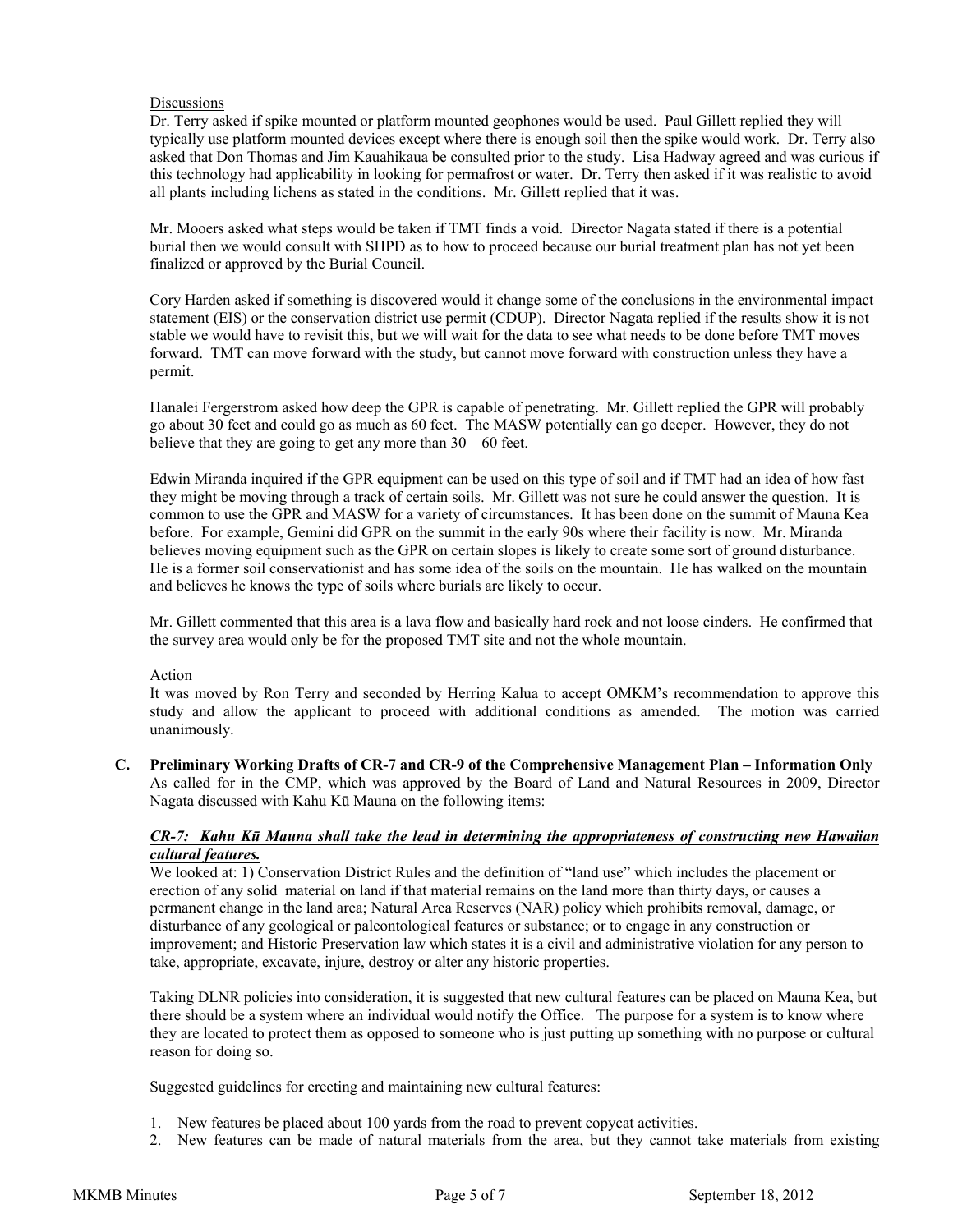Discussions

Dr. Terry asked if spike mounted or platform mounted geophones would be used. Paul Gillett replied they will typically use platform mounted devices except where there is enough soil then the spike would work. Dr. Terry also asked that Don Thomas and Jim Kauahikaua be consulted prior to the study. Lisa Hadway agreed and was curious if this technology had applicability in looking for permafrost or water. Dr. Terry then asked if it was realistic to avoid all plants including lichens as stated in the conditions. Mr. Gillett replied that it was.

Mr. Mooers asked what steps would be taken if TMT finds a void. Director Nagata stated if there is a potential burial then we would consult with SHPD as to how to proceed because our burial treatment plan has not yet been finalized or approved by the Burial Council.

Cory Harden asked if something is discovered would it change some of the conclusions in the environmental impact statement (EIS) or the conservation district use permit (CDUP). Director Nagata replied if the results show it is not stable we would have to revisit this, but we will wait for the data to see what needs to be done before TMT moves forward. TMT can move forward with the study, but cannot move forward with construction unless they have a permit.

Hanalei Fergerstrom asked how deep the GPR is capable of penetrating. Mr. Gillett replied the GPR will probably go about 30 feet and could go as much as 60 feet. The MASW potentially can go deeper. However, they do not believe that they are going to get any more than 30 – 60 feet.

Edwin Miranda inquired if the GPR equipment can be used on this type of soil and if TMT had an idea of how fast they might be moving through a track of certain soils. Mr. Gillett was not sure he could answer the question. It is common to use the GPR and MASW for a variety of circumstances. It has been done on the summit of Mauna Kea before. For example, Gemini did GPR on the summit in the early 90s where their facility is now. Mr. Miranda believes moving equipment such as the GPR on certain slopes is likely to create some sort of ground disturbance. He is a former soil conservationist and has some idea of the soils on the mountain. He has walked on the mountain and believes he knows the type of soils where burials are likely to occur.

Mr. Gillett commented that this area is a lava flow and basically hard rock and not loose cinders. He confirmed that the survey area would only be for the proposed TMT site and not the whole mountain.

Action

It was moved by Ron Terry and seconded by Herring Kalua to accept OMKM's recommendation to approve this study and allow the applicant to proceed with additional conditions as amended. The motion was carried unanimously.

**C. Preliminary Working Drafts of CR-7 and CR-9 of the Comprehensive Management Plan – Information Only**

As called for in the CMP, which was approved by the Board of Land and Natural Resources in 2009, Director Nagata discussed with Kahu Kū Mauna on the following items:

***CR-7: Kahu Kū Mauna shall take the lead in determining the appropriateness of constructing new Hawaiian cultural features.***

We looked at: 1) Conservation District Rules and the definition of "land use" which includes the placement or erection of any solid material on land if that material remains on the land more than thirty days, or causes a permanent change in the land area; Natural Area Reserves (NAR) policy which prohibits removal, damage, or disturbance of any geological or paleontological features or substance; or to engage in any construction or improvement; and Historic Preservation law which states it is a civil and administrative violation for any person to take, appropriate, excavate, injure, destroy or alter any historic properties.

Taking DLNR policies into consideration, it is suggested that new cultural features can be placed on Mauna Kea, but there should be a system where an individual would notify the Office. The purpose for a system is to know where they are located to protect them as opposed to someone who is just putting up something with no purpose or cultural reason for doing so.

Suggested guidelines for erecting and maintaining new cultural features:

1. New features be placed about 100 yards from the road to prevent copycat activities.
2. New features can be made of natural materials from the area, but they cannot take materials from existing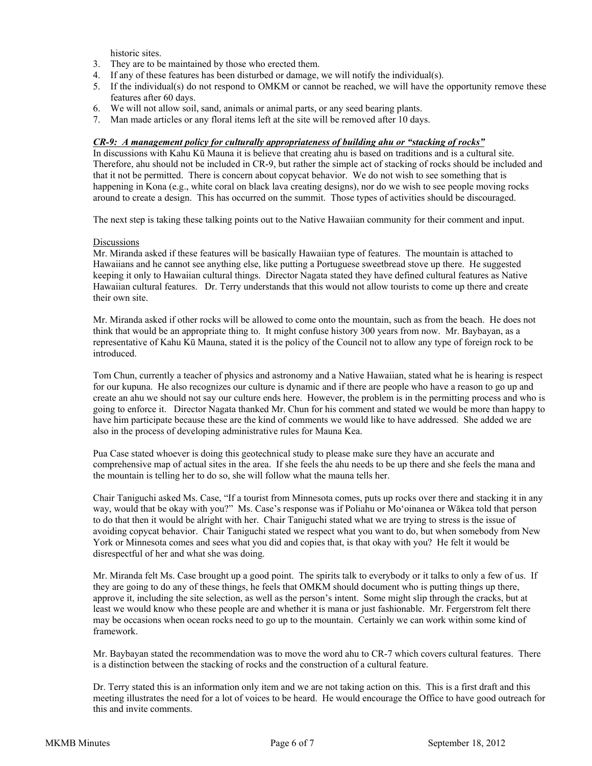historic sites.

3. They are to be maintained by those who erected them.
4. If any of these features has been disturbed or damage, we will notify the individual(s).
5. If the individual(s) do not respond to OMKM or cannot be reached, we will have the opportunity remove these features after 60 days.
6. We will not allow soil, sand, animals or animal parts, or any seed bearing plants.
7. Man made articles or any floral items left at the site will be removed after 10 days.

***CR-9: A management policy for culturally appropriateness of building ahu or "stacking of rocks"***

In discussions with Kahu Kū Mauna it is believe that creating ahu is based on traditions and is a cultural site. Therefore, ahu should not be included in CR-9, but rather the simple act of stacking of rocks should be included and that it not be permitted. There is concern about copycat behavior. We do not wish to see something that is happening in Kona (e.g., white coral on black lava creating designs), nor do we wish to see people moving rocks around to create a design. This has occurred on the summit. Those types of activities should be discouraged.

The next step is taking these talking points out to the Native Hawaiian community for their comment and input.

Discussions

Mr. Miranda asked if these features will be basically Hawaiian type of features. The mountain is attached to Hawaiians and he cannot see anything else, like putting a Portuguese sweetbread stove up there. He suggested keeping it only to Hawaiian cultural things. Director Nagata stated they have defined cultural features as Native Hawaiian cultural features. Dr. Terry understands that this would not allow tourists to come up there and create their own site.

Mr. Miranda asked if other rocks will be allowed to come onto the mountain, such as from the beach. He does not think that would be an appropriate thing to. It might confuse history 300 years from now. Mr. Baybayan, as a representative of Kahu Kū Mauna, stated it is the policy of the Council not to allow any type of foreign rock to be introduced.

Tom Chun, currently a teacher of physics and astronomy and a Native Hawaiian, stated what he is hearing is respect for our kupuna. He also recognizes our culture is dynamic and if there are people who have a reason to go up and create an ahu we should not say our culture ends here. However, the problem is in the permitting process and who is going to enforce it. Director Nagata thanked Mr. Chun for his comment and stated we would be more than happy to have him participate because these are the kind of comments we would like to have addressed. She added we are also in the process of developing administrative rules for Mauna Kea.

Pua Case stated whoever is doing this geotechnical study to please make sure they have an accurate and comprehensive map of actual sites in the area. If she feels the ahu needs to be up there and she feels the mana and the mountain is telling her to do so, she will follow what the mauna tells her.

Chair Taniguchi asked Ms. Case, "If a tourist from Minnesota comes, puts up rocks over there and stacking it in any way, would that be okay with you?" Ms. Case's response was if Poliahu or Moʻoinanea or Wākea told that person to do that then it would be alright with her. Chair Taniguchi stated what we are trying to stress is the issue of avoiding copycat behavior. Chair Taniguchi stated we respect what you want to do, but when somebody from New York or Minnesota comes and sees what you did and copies that, is that okay with you? He felt it would be disrespectful of her and what she was doing.

Mr. Miranda felt Ms. Case brought up a good point. The spirits talk to everybody or it talks to only a few of us. If they are going to do any of these things, he feels that OMKM should document who is putting things up there, approve it, including the site selection, as well as the person's intent. Some might slip through the cracks, but at least we would know who these people are and whether it is mana or just fashionable. Mr. Fergerstrom felt there may be occasions when ocean rocks need to go up to the mountain. Certainly we can work within some kind of framework.

Mr. Baybayan stated the recommendation was to move the word ahu to CR-7 which covers cultural features. There is a distinction between the stacking of rocks and the construction of a cultural feature.

Dr. Terry stated this is an information only item and we are not taking action on this. This is a first draft and this meeting illustrates the need for a lot of voices to be heard. He would encourage the Office to have good outreach for this and invite comments.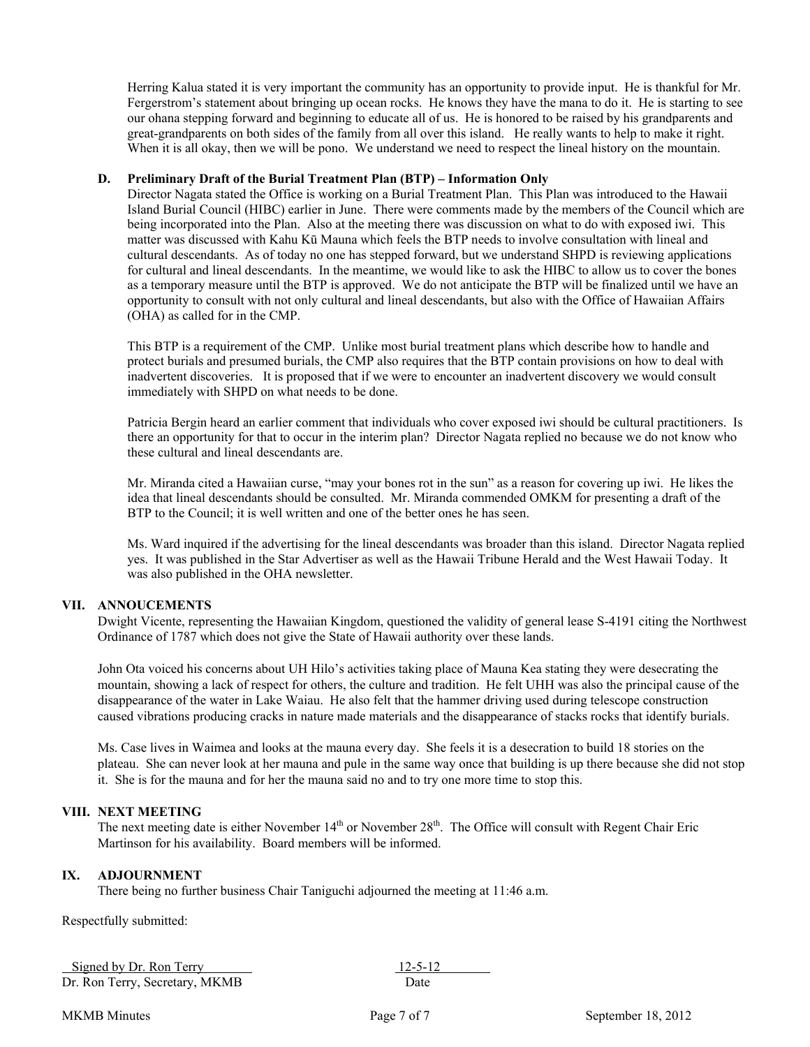Herring Kalua stated it is very important the community has an opportunity to provide input. He is thankful for Mr. Fergerstrom's statement about bringing up ocean rocks. He knows they have the mana to do it. He is starting to see our ohana stepping forward and beginning to educate all of us. He is honored to be raised by his grandparents and great-grandparents on both sides of the family from all over this island. He really wants to help to make it right. When it is all okay, then we will be pono. We understand we need to respect the lineal history on the mountain.

**D. Preliminary Draft of the Burial Treatment Plan (BTP) – Information Only**

Director Nagata stated the Office is working on a Burial Treatment Plan. This Plan was introduced to the Hawaii Island Burial Council (HIBC) earlier in June. There were comments made by the members of the Council which are being incorporated into the Plan. Also at the meeting there was discussion on what to do with exposed iwi. This matter was discussed with Kahu Kū Mauna which feels the BTP needs to involve consultation with lineal and cultural descendants. As of today no one has stepped forward, but we understand SHPD is reviewing applications for cultural and lineal descendants. In the meantime, we would like to ask the HIBC to allow us to cover the bones as a temporary measure until the BTP is approved. We do not anticipate the BTP will be finalized until we have an opportunity to consult with not only cultural and lineal descendants, but also with the Office of Hawaiian Affairs (OHA) as called for in the CMP.

This BTP is a requirement of the CMP. Unlike most burial treatment plans which describe how to handle and protect burials and presumed burials, the CMP also requires that the BTP contain provisions on how to deal with inadvertent discoveries. It is proposed that if we were to encounter an inadvertent discovery we would consult immediately with SHPD on what needs to be done.

Patricia Bergin heard an earlier comment that individuals who cover exposed iwi should be cultural practitioners. Is there an opportunity for that to occur in the interim plan? Director Nagata replied no because we do not know who these cultural and lineal descendants are.

Mr. Miranda cited a Hawaiian curse, "may your bones rot in the sun" as a reason for covering up iwi. He likes the idea that lineal descendants should be consulted. Mr. Miranda commended OMKM for presenting a draft of the BTP to the Council; it is well written and one of the better ones he has seen.

Ms. Ward inquired if the advertising for the lineal descendants was broader than this island. Director Nagata replied yes. It was published in the Star Advertiser as well as the Hawaii Tribune Herald and the West Hawaii Today. It was also published in the OHA newsletter.

## VII. ANNOUCEMENTS

Dwight Vicente, representing the Hawaiian Kingdom, questioned the validity of general lease S-4191 citing the Northwest Ordinance of 1787 which does not give the State of Hawaii authority over these lands.

John Ota voiced his concerns about UH Hilo's activities taking place of Mauna Kea stating they were desecrating the mountain, showing a lack of respect for others, the culture and tradition. He felt UHH was also the principal cause of the disappearance of the water in Lake Waiau. He also felt that the hammer driving used during telescope construction caused vibrations producing cracks in nature made materials and the disappearance of stacks rocks that identify burials.

Ms. Case lives in Waimea and looks at the mauna every day. She feels it is a desecration to build 18 stories on the plateau. She can never look at her mauna and pule in the same way once that building is up there because she did not stop it. She is for the mauna and for her the mauna said no and to try one more time to stop this.

## VIII. NEXT MEETING

The next meeting date is either November 14th or November 28th. The Office will consult with Regent Chair Eric Martinson for his availability. Board members will be informed.

## IX. ADJOURNMENT

There being no further business Chair Taniguchi adjourned the meeting at 11:46 a.m.

Respectfully submitted:

Signed by Dr. Ron Terry — 12-5-12

Dr. Ron Terry, Secretary, MKMB — Date